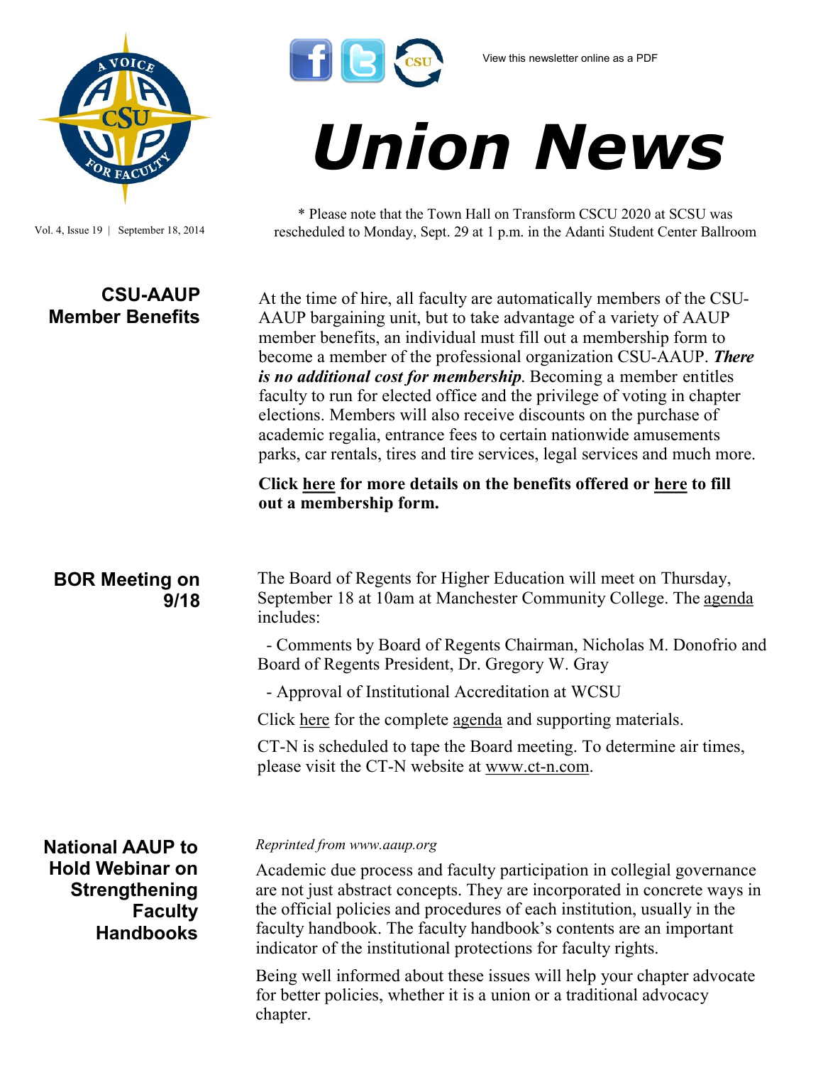View this newsletter online as a PDF

# Union News

Vol. 4, Issue 19 | September 18, 2014

\* Please note that the Town Hall on Transform CSCU 2020 at SCSU was rescheduled to Monday, Sept. 29 at 1 p.m. in the Adanti Student Center Ballroom

## CSU-AAUP Member Benefits

At the time of hire, all faculty are automatically members of the CSU-AAUP bargaining unit, but to take advantage of a variety of AAUP member benefits, an individual must fill out a membership form to become a member of the professional organization CSU-AAUP. ***There is no additional cost for membership***. Becoming a member entitles faculty to run for elected office and the privilege of voting in chapter elections. Members will also receive discounts on the purchase of academic regalia, entrance fees to certain nationwide amusements parks, car rentals, tires and tire services, legal services and much more.

**Click here for more details on the benefits offered or here to fill out a membership form.**

## BOR Meeting on 9/18

The Board of Regents for Higher Education will meet on Thursday, September 18 at 10am at Manchester Community College. The agenda includes:

- Comments by Board of Regents Chairman, Nicholas M. Donofrio and Board of Regents President, Dr. Gregory W. Gray
- Approval of Institutional Accreditation at WCSU

Click here for the complete agenda and supporting materials.

CT-N is scheduled to tape the Board meeting. To determine air times, please visit the CT-N website at www.ct-n.com.

## National AAUP to Hold Webinar on Strengthening Faculty Handbooks

*Reprinted from www.aaup.org*

Academic due process and faculty participation in collegial governance are not just abstract concepts. They are incorporated in concrete ways in the official policies and procedures of each institution, usually in the faculty handbook. The faculty handbook's contents are an important indicator of the institutional protections for faculty rights.

Being well informed about these issues will help your chapter advocate for better policies, whether it is a union or a traditional advocacy chapter.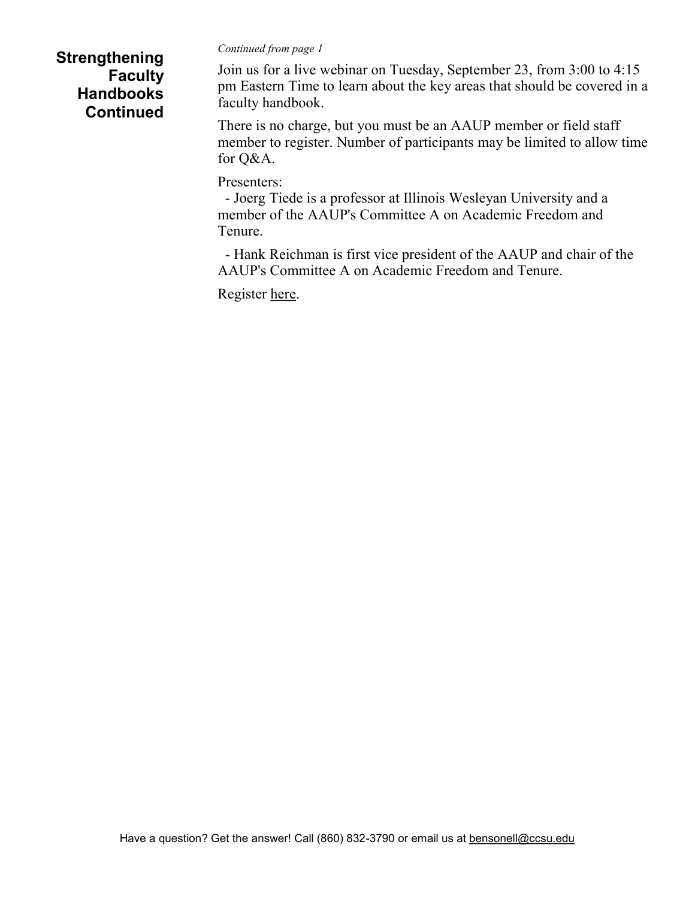## Strengthening Faculty Handbooks Continued

*Continued from page 1*

Join us for a live webinar on Tuesday, September 23, from 3:00 to 4:15 pm Eastern Time to learn about the key areas that should be covered in a faculty handbook.

There is no charge, but you must be an AAUP member or field staff member to register. Number of participants may be limited to allow time for Q&A.

Presenters:

- Joerg Tiede is a professor at Illinois Wesleyan University and a member of the AAUP's Committee A on Academic Freedom and Tenure.
- Hank Reichman is first vice president of the AAUP and chair of the AAUP's Committee A on Academic Freedom and Tenure.

Register here.

Have a question? Get the answer! Call (860) 832-3790 or email us at bensonell@ccsu.edu